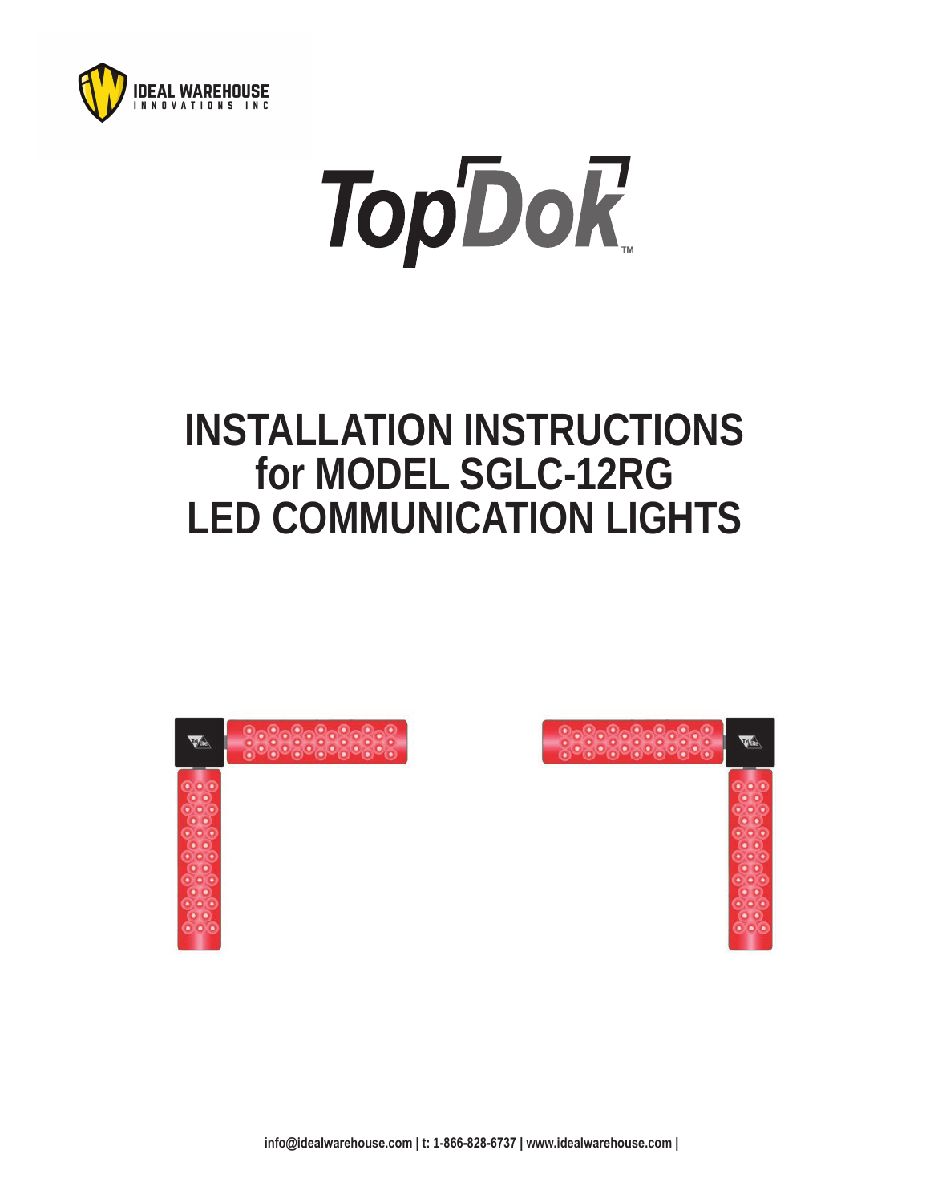IDEAL WAREHOUSE
INNOVATIONS INC

TopDok™

# INSTALLATION INSTRUCTIONS for MODEL SGLC-12RG LED COMMUNICATION LIGHTS

info@idealwarehouse.com | t: 1-866-828-6737 | www.idealwarehouse.com |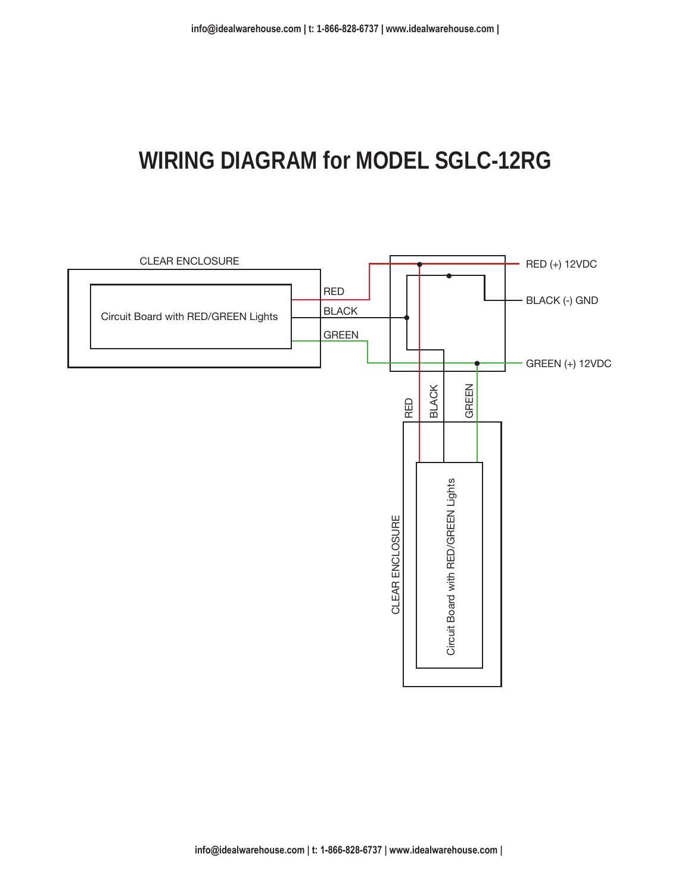# WIRING DIAGRAM for MODEL SGLC-12RG

CLEAR ENCLOSURE

Circuit Board with RED/GREEN Lights

RED

BLACK

GREEN

RED (+) 12VDC

BLACK (-) GND

GREEN (+) 12VDC

RED

BLACK

GREEN

CLEAR ENCLOSURE

Circuit Board with RED/GREEN Lights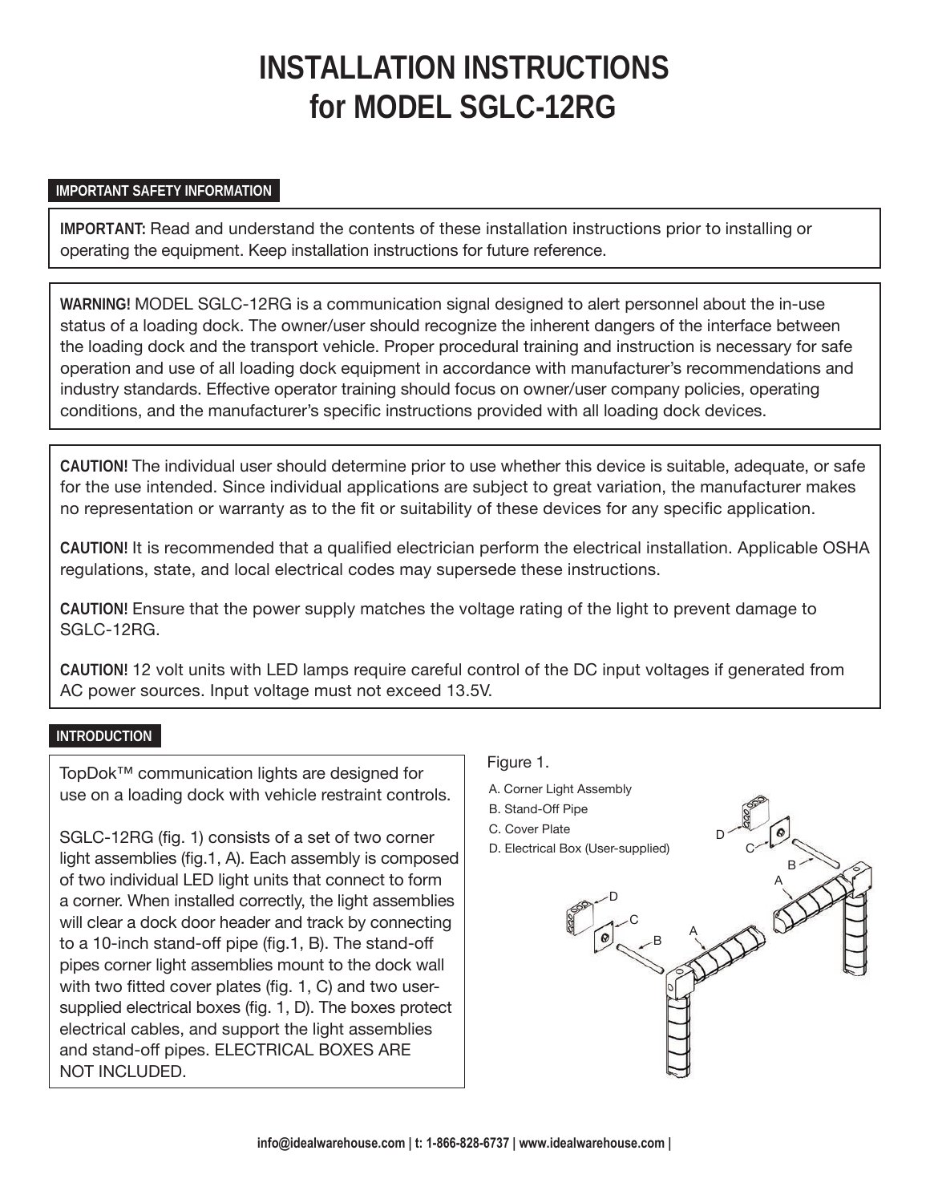# INSTALLATION INSTRUCTIONS for MODEL SGLC-12RG

## IMPORTANT SAFETY INFORMATION

**IMPORTANT:** Read and understand the contents of these installation instructions prior to installing or operating the equipment. Keep installation instructions for future reference.

**WARNING!** MODEL SGLC-12RG is a communication signal designed to alert personnel about the in-use status of a loading dock. The owner/user should recognize the inherent dangers of the interface between the loading dock and the transport vehicle. Proper procedural training and instruction is necessary for safe operation and use of all loading dock equipment in accordance with manufacturer's recommendations and industry standards. Effective operator training should focus on owner/user company policies, operating conditions, and the manufacturer's specific instructions provided with all loading dock devices.

**CAUTION!** The individual user should determine prior to use whether this device is suitable, adequate, or safe for the use intended. Since individual applications are subject to great variation, the manufacturer makes no representation or warranty as to the fit or suitability of these devices for any specific application.

**CAUTION!** It is recommended that a qualified electrician perform the electrical installation. Applicable OSHA regulations, state, and local electrical codes may supersede these instructions.

**CAUTION!** Ensure that the power supply matches the voltage rating of the light to prevent damage to SGLC-12RG.

**CAUTION!** 12 volt units with LED lamps require careful control of the DC input voltages if generated from AC power sources. Input voltage must not exceed 13.5V.

## INTRODUCTION

TopDok™ communication lights are designed for use on a loading dock with vehicle restraint controls.

SGLC-12RG (fig. 1) consists of a set of two corner light assemblies (fig.1, A). Each assembly is composed of two individual LED light units that connect to form a corner. When installed correctly, the light assemblies will clear a dock door header and track by connecting to a 10-inch stand-off pipe (fig.1, B). The stand-off pipes corner light assemblies mount to the dock wall with two fitted cover plates (fig. 1, C) and two user-supplied electrical boxes (fig. 1, D). The boxes protect electrical cables, and support the light assemblies and stand-off pipes. ELECTRICAL BOXES ARE NOT INCLUDED.

Figure 1.

A. Corner Light Assembly
B. Stand-Off Pipe
C. Cover Plate
D. Electrical Box (User-supplied)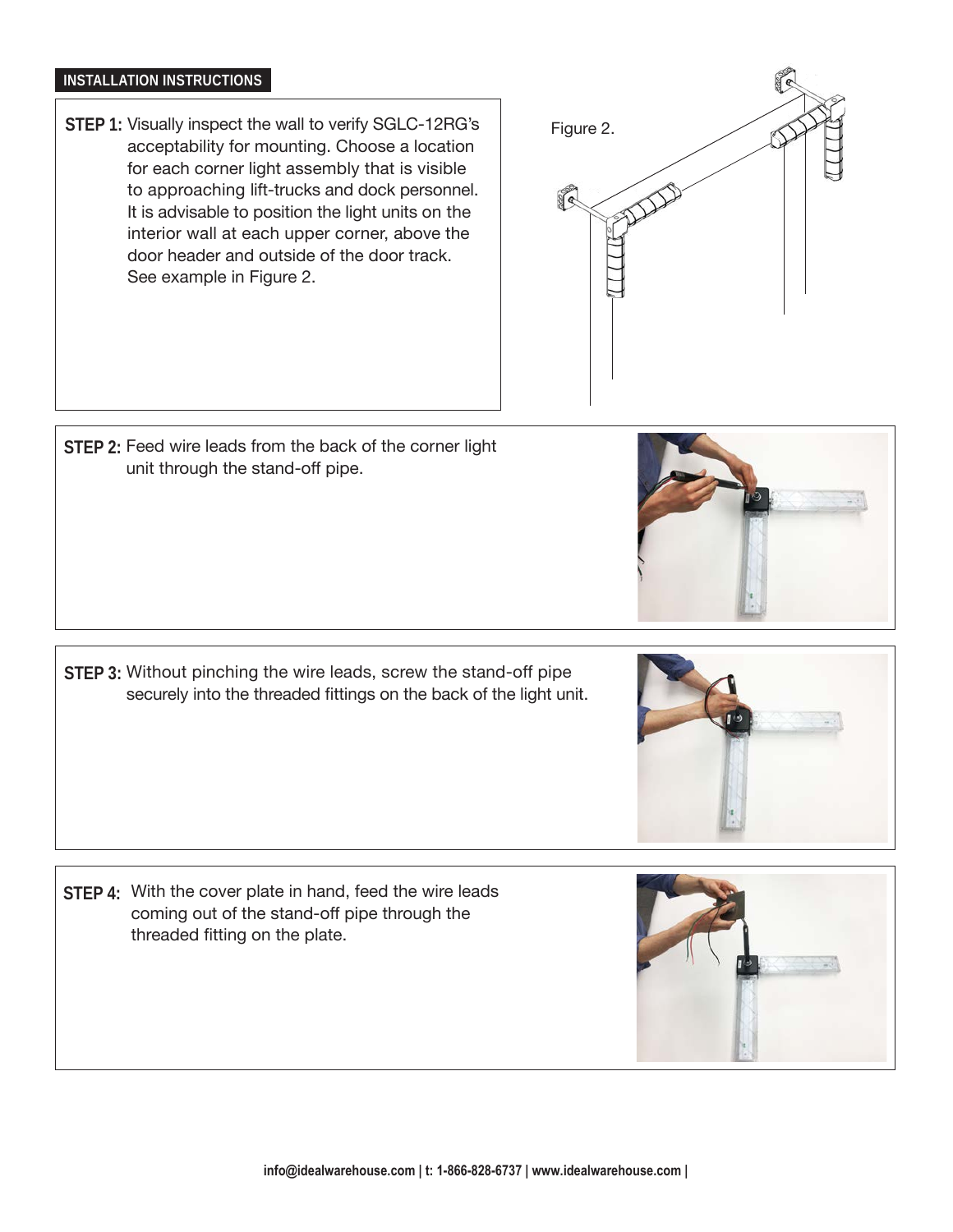## INSTALLATION INSTRUCTIONS

**STEP 1:** Visually inspect the wall to verify SGLC-12RG's acceptability for mounting. Choose a location for each corner light assembly that is visible to approaching lift-trucks and dock personnel. It is advisable to position the light units on the interior wall at each upper corner, above the door header and outside of the door track. See example in Figure 2.

Figure 2.

**STEP 2:** Feed wire leads from the back of the corner light unit through the stand-off pipe.

**STEP 3:** Without pinching the wire leads, screw the stand-off pipe securely into the threaded fittings on the back of the light unit.

**STEP 4:** With the cover plate in hand, feed the wire leads coming out of the stand-off pipe through the threaded fitting on the plate.

info@idealwarehouse.com | t: 1-866-828-6737 | www.idealwarehouse.com |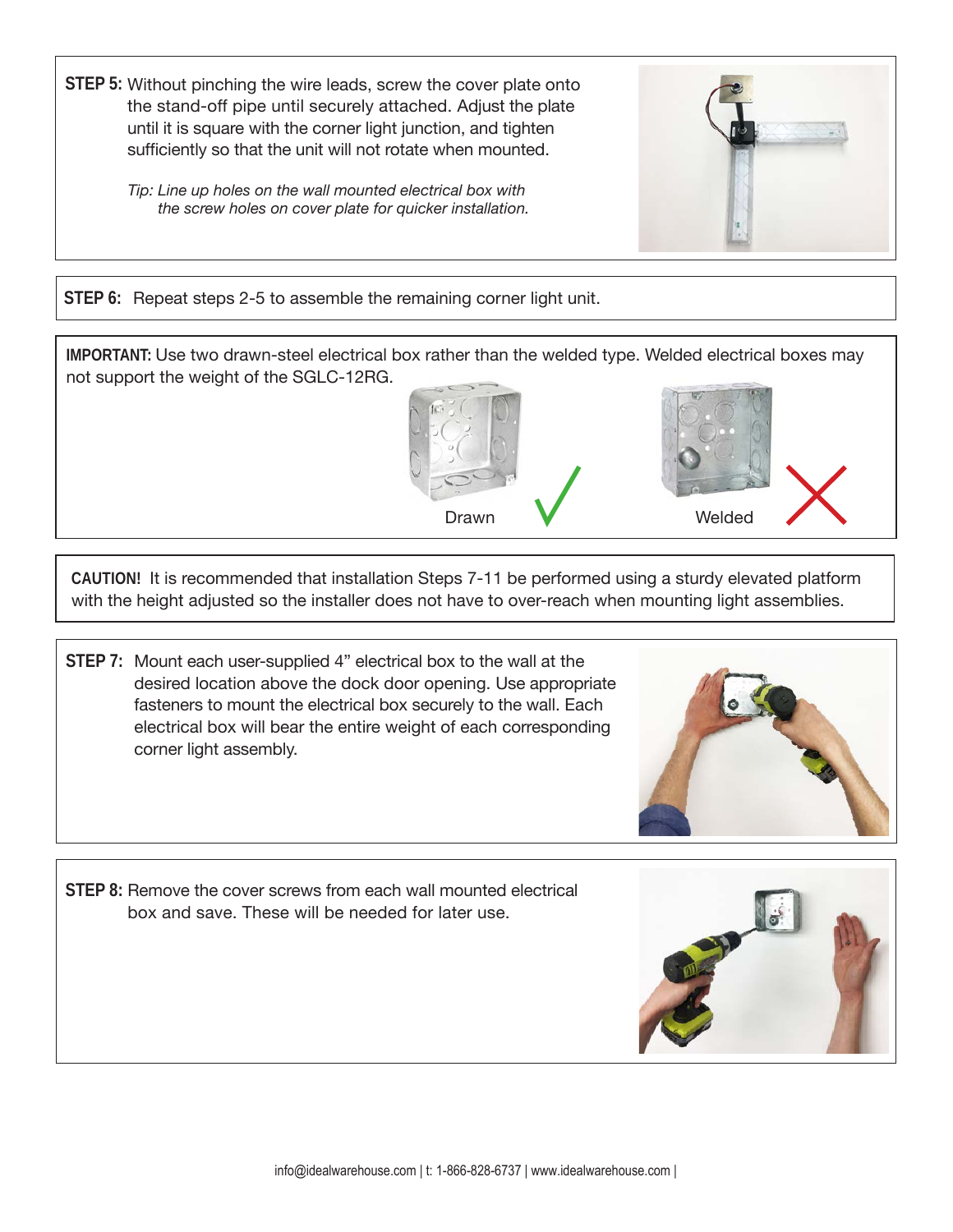**STEP 5:** Without pinching the wire leads, screw the cover plate onto the stand-off pipe until securely attached. Adjust the plate until it is square with the corner light junction, and tighten sufficiently so that the unit will not rotate when mounted.

*Tip: Line up holes on the wall mounted electrical box with the screw holes on cover plate for quicker installation.*

**STEP 6:** Repeat steps 2-5 to assemble the remaining corner light unit.

**IMPORTANT:** Use two drawn-steel electrical box rather than the welded type. Welded electrical boxes may not support the weight of the SGLC-12RG.

Drawn ✓

Welded ✗

**CAUTION!** It is recommended that installation Steps 7-11 be performed using a sturdy elevated platform with the height adjusted so the installer does not have to over-reach when mounting light assemblies.

**STEP 7:** Mount each user-supplied 4" electrical box to the wall at the desired location above the dock door opening. Use appropriate fasteners to mount the electrical box securely to the wall. Each electrical box will bear the entire weight of each corresponding corner light assembly.

**STEP 8:** Remove the cover screws from each wall mounted electrical box and save. These will be needed for later use.

info@idealwarehouse.com | t: 1-866-828-6737 | www.idealwarehouse.com |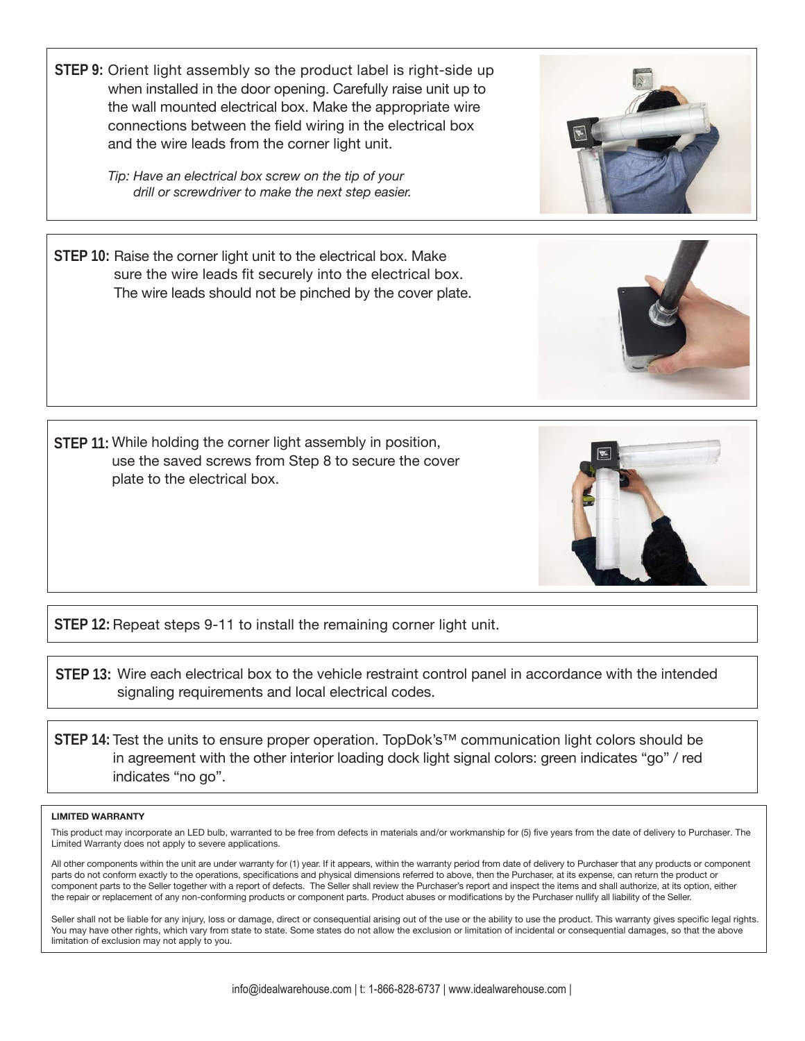**STEP 9:** Orient light assembly so the product label is right-side up when installed in the door opening. Carefully raise unit up to the wall mounted electrical box. Make the appropriate wire connections between the field wiring in the electrical box and the wire leads from the corner light unit.

*Tip: Have an electrical box screw on the tip of your drill or screwdriver to make the next step easier.*

**STEP 10:** Raise the corner light unit to the electrical box. Make sure the wire leads fit securely into the electrical box. The wire leads should not be pinched by the cover plate.

**STEP 11:** While holding the corner light assembly in position, use the saved screws from Step 8 to secure the cover plate to the electrical box.

**STEP 12:** Repeat steps 9-11 to install the remaining corner light unit.

**STEP 13:** Wire each electrical box to the vehicle restraint control panel in accordance with the intended signaling requirements and local electrical codes.

**STEP 14:** Test the units to ensure proper operation. TopDok's™ communication light colors should be in agreement with the other interior loading dock light signal colors: green indicates "go" / red indicates "no go".

**LIMITED WARRANTY**

This product may incorporate an LED bulb, warranted to be free from defects in materials and/or workmanship for (5) five years from the date of delivery to Purchaser. The Limited Warranty does not apply to severe applications.

All other components within the unit are under warranty for (1) year. If it appears, within the warranty period from date of delivery to Purchaser that any products or component parts do not conform exactly to the operations, specifications and physical dimensions referred to above, then the Purchaser, at its expense, can return the product or component parts to the Seller together with a report of defects. The Seller shall review the Purchaser's report and inspect the items and shall authorize, at its option, either the repair or replacement of any non-conforming products or component parts. Product abuses or modifications by the Purchaser nullify all liability of the Seller.

Seller shall not be liable for any injury, loss or damage, direct or consequential arising out of the use or the ability to use the product. This warranty gives specific legal rights. You may have other rights, which vary from state to state. Some states do not allow the exclusion or limitation of incidental or consequential damages, so that the above limitation of exclusion may not apply to you.

info@idealwarehouse.com | t: 1-866-828-6737 | www.idealwarehouse.com |